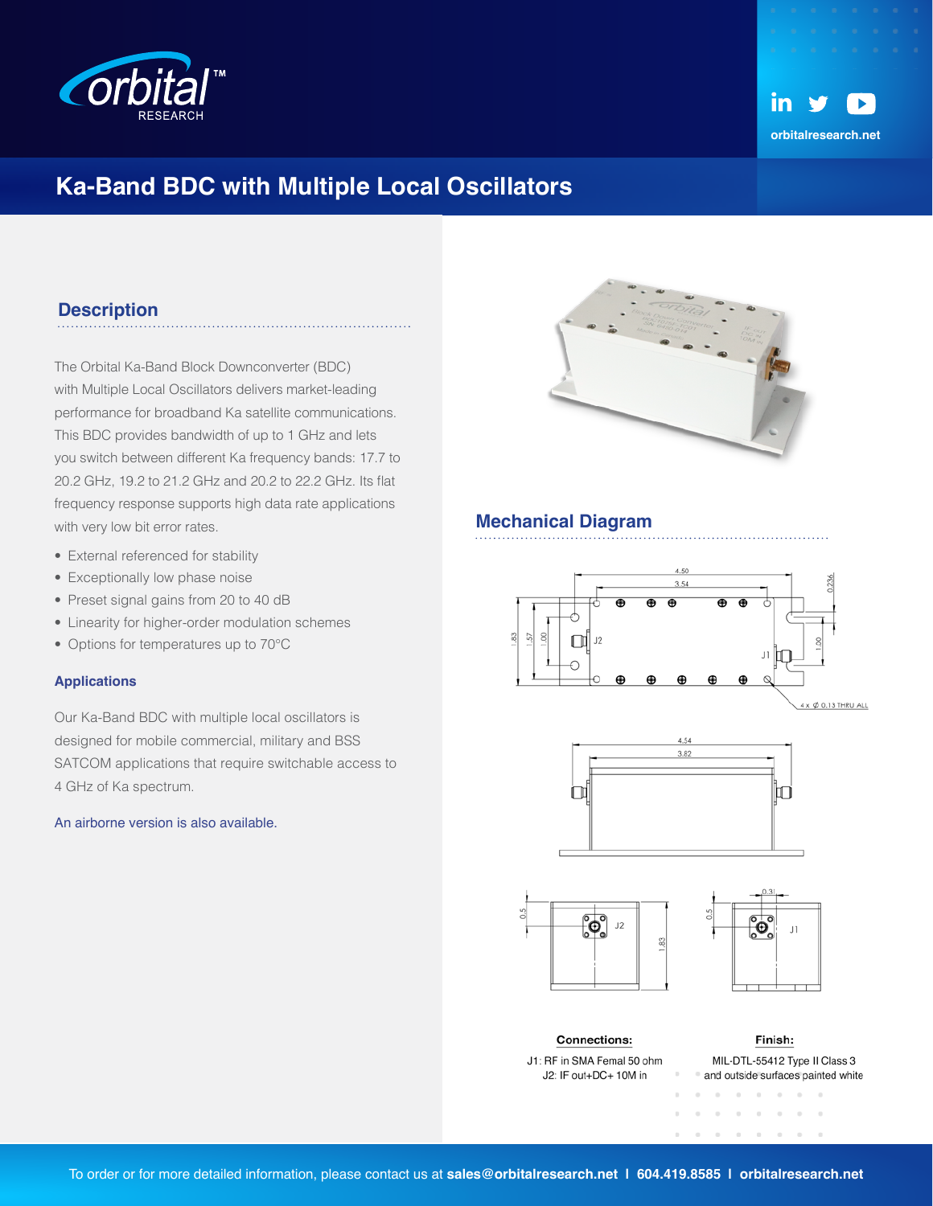# Ka-Band BDC with Multiple Local Oscillators

## Description

The Orbital Ka-Band Block Downconverter (BDC) with Multiple Local Oscillators delivers market-leading performance for broadband Ka satellite communications. This BDC provides bandwidth of up to 1 GHz and lets you switch between different Ka frequency bands: 17.7 to 20.2 GHz, 19.2 to 21.2 GHz and 20.2 to 22.2 GHz. Its flat frequency response supports high data rate applications with very low bit error rates.

- External referenced for stability
- Exceptionally low phase noise
- Preset signal gains from 20 to 40 dB
- Linearity for higher-order modulation schemes
- Options for temperatures up to 70°C

### Applications

Our Ka-Band BDC with multiple local oscillators is designed for mobile commercial, military and BSS SATCOM applications that require switchable access to 4 GHz of Ka spectrum.

An airborne version is also available.

## Mechanical Diagram

**Connections:**

J1: RF in SMA Femal 50 ohm
J2: IF out+DC+ 10M in

**Finish:**

MIL-DTL-55412 Type II Class 3 and outside surfaces painted white

To order or for more detailed information, please contact us at **sales@orbitalresearch.net** | **604.419.8585** | **orbitalresearch.net**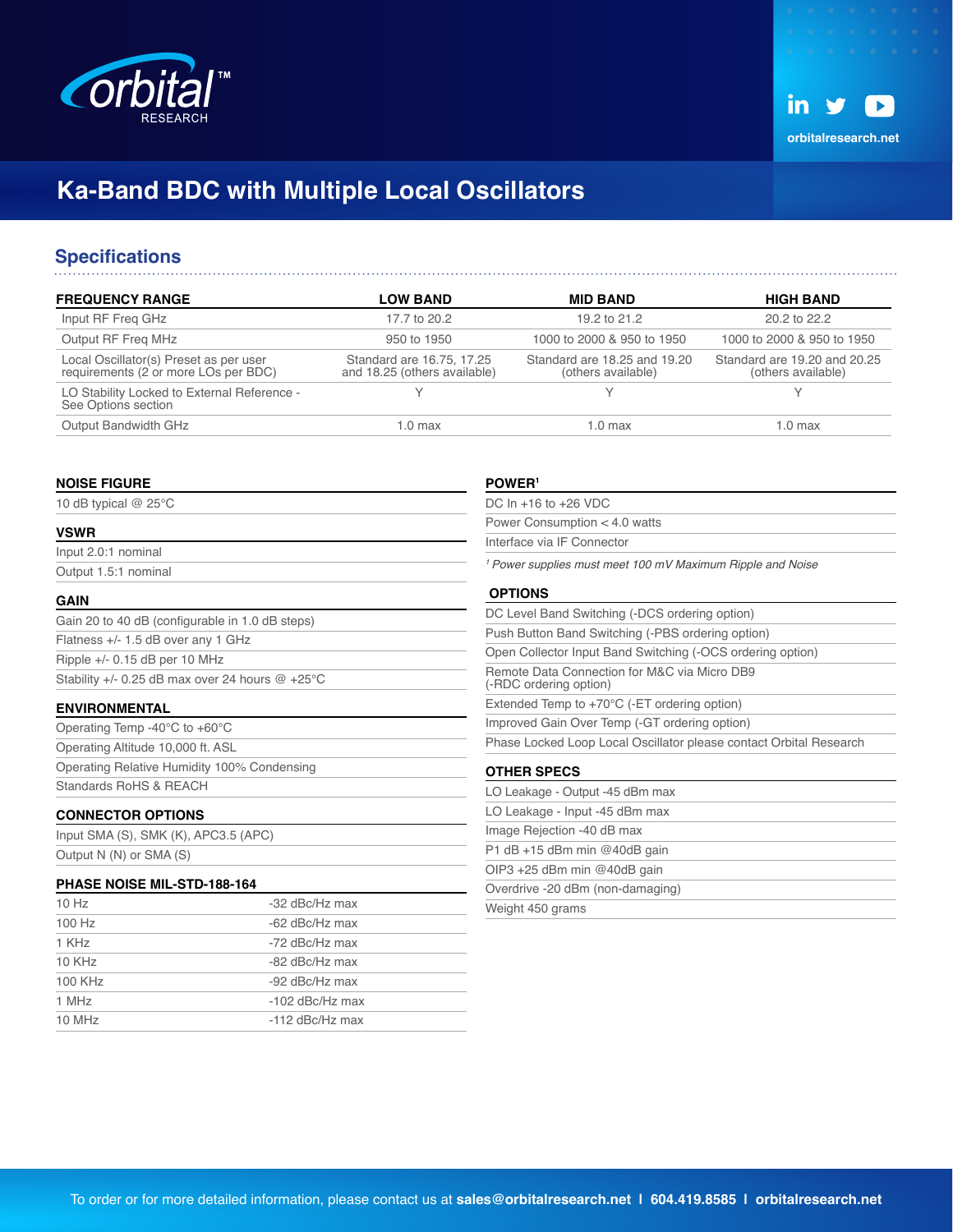# Ka-Band BDC with Multiple Local Oscillators

## Specifications

| FREQUENCY RANGE | LOW BAND | MID BAND | HIGH BAND |
|---|---|---|---|
| Input RF Freq GHz | 17.7 to 20.2 | 19.2 to 21.2 | 20.2 to 22.2 |
| Output RF Freq MHz | 950 to 1950 | 1000 to 2000 & 950 to 1950 | 1000 to 2000 & 950 to 1950 |
| Local Oscillator(s) Preset as per user requirements (2 or more LOs per BDC) | Standard are 16.75, 17.25 and 18.25 (others available) | Standard are 18.25 and 19.20 (others available) | Standard are 19.20 and 20.25 (others available) |
| LO Stability Locked to External Reference - See Options section | Y | Y | Y |
| Output Bandwidth GHz | 1.0 max | 1.0 max | 1.0 max |

### NOISE FIGURE

10 dB typical @ 25°C

### VSWR

Input 2.0:1 nominal

Output 1.5:1 nominal

### GAIN

Gain 20 to 40 dB (configurable in 1.0 dB steps)

Flatness +/- 1.5 dB over any 1 GHz

Ripple +/- 0.15 dB per 10 MHz

Stability +/- 0.25 dB max over 24 hours @ +25°C

### ENVIRONMENTAL

Operating Temp -40°C to +60°C

Operating Altitude 10,000 ft. ASL

Operating Relative Humidity 100% Condensing

Standards RoHS & REACH

### CONNECTOR OPTIONS

Input SMA (S), SMK (K), APC3.5 (APC)

Output N (N) or SMA (S)

### PHASE NOISE MIL-STD-188-164

| | |
|---|---|
| 10 Hz | -32 dBc/Hz max |
| 100 Hz | -62 dBc/Hz max |
| 1 KHz | -72 dBc/Hz max |
| 10 KHz | -82 dBc/Hz max |
| 100 KHz | -92 dBc/Hz max |
| 1 MHz | -102 dBc/Hz max |
| 10 MHz | -112 dBc/Hz max |

### POWER[1]

DC In +16 to +26 VDC

Power Consumption < 4.0 watts

Interface via IF Connector

*[1] Power supplies must meet 100 mV Maximum Ripple and Noise*

### OPTIONS

DC Level Band Switching (-DCS ordering option)

Push Button Band Switching (-PBS ordering option)

Open Collector Input Band Switching (-OCS ordering option)

Remote Data Connection for M&C via Micro DB9 (-RDC ordering option)

Extended Temp to +70°C (-ET ordering option)

Improved Gain Over Temp (-GT ordering option)

Phase Locked Loop Local Oscillator please contact Orbital Research

### OTHER SPECS

LO Leakage - Output -45 dBm max

LO Leakage - Input -45 dBm max

Image Rejection -40 dB max

P1 dB +15 dBm min @40dB gain

OIP3 +25 dBm min @40dB gain

Overdrive -20 dBm (non-damaging)

Weight 450 grams

To order or for more detailed information, please contact us at **sales@orbitalresearch.net | 604.419.8585 | orbitalresearch.net**